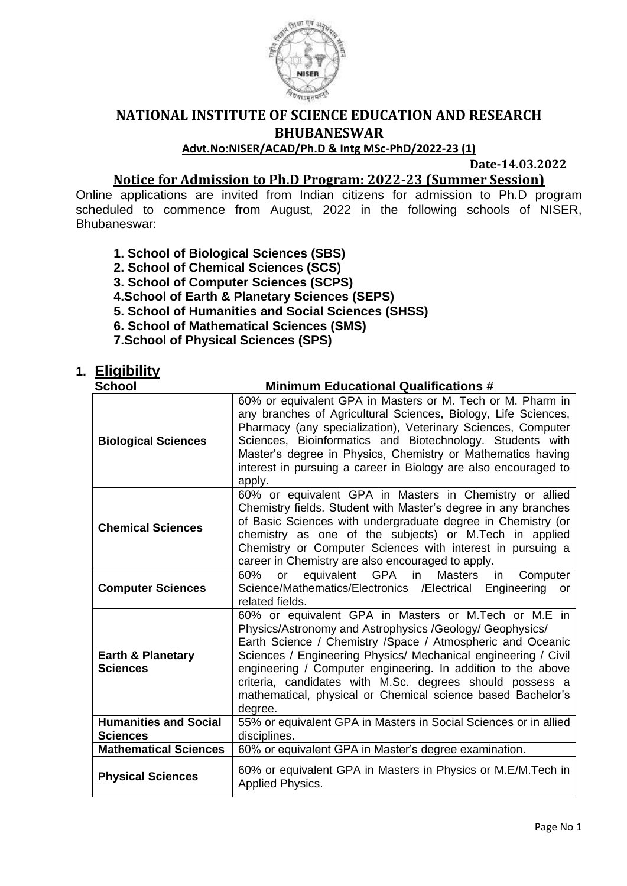# NATIONAL INSTITUTE OF SCIENCE EDUCATION AND RESEARCH BHUBANESWAR

**Advt.No:NISER/ACAD/Ph.D & Intg MSc-PhD/2022-23 (1)**

**Date-14.03.2022**

## Notice for Admission to Ph.D Program: 2022-23 (Summer Session)

Online applications are invited from Indian citizens for admission to Ph.D program scheduled to commence from August, 2022 in the following schools of NISER, Bhubaneswar:

1. **School of Biological Sciences (SBS)**
2. **School of Chemical Sciences (SCS)**
3. **School of Computer Sciences (SCPS)**
4. **School of Earth & Planetary Sciences (SEPS)**
5. **School of Humanities and Social Sciences (SHSS)**
6. **School of Mathematical Sciences (SMS)**
7. **School of Physical Sciences (SPS)**

## 1. Eligibility

| School | Minimum Educational Qualifications # |
|---|---|
| **Biological Sciences** | 60% or equivalent GPA in Masters or M. Tech or M. Pharm in any branches of Agricultural Sciences, Biology, Life Sciences, Pharmacy (any specialization), Veterinary Sciences, Computer Sciences, Bioinformatics and Biotechnology. Students with Master's degree in Physics, Chemistry or Mathematics having interest in pursuing a career in Biology are also encouraged to apply. |
| **Chemical Sciences** | 60% or equivalent GPA in Masters in Chemistry or allied Chemistry fields. Student with Master's degree in any branches of Basic Sciences with undergraduate degree in Chemistry (or chemistry as one of the subjects) or M.Tech in applied Chemistry or Computer Sciences with interest in pursuing a career in Chemistry are also encouraged to apply. |
| **Computer Sciences** | 60% or equivalent GPA in Masters in Computer Science/Mathematics/Electronics /Electrical Engineering or related fields. |
| **Earth & Planetary Sciences** | 60% or equivalent GPA in Masters or M.Tech or M.E in Physics/Astronomy and Astrophysics /Geology/ Geophysics/ Earth Science / Chemistry /Space / Atmospheric and Oceanic Sciences / Engineering Physics/ Mechanical engineering / Civil engineering / Computer engineering. In addition to the above criteria, candidates with M.Sc. degrees should possess a mathematical, physical or Chemical science based Bachelor's degree. |
| **Humanities and Social Sciences** | 55% or equivalent GPA in Masters in Social Sciences or in allied disciplines. |
| **Mathematical Sciences** | 60% or equivalent GPA in Master's degree examination. |
| **Physical Sciences** | 60% or equivalent GPA in Masters in Physics or M.E/M.Tech in Applied Physics. |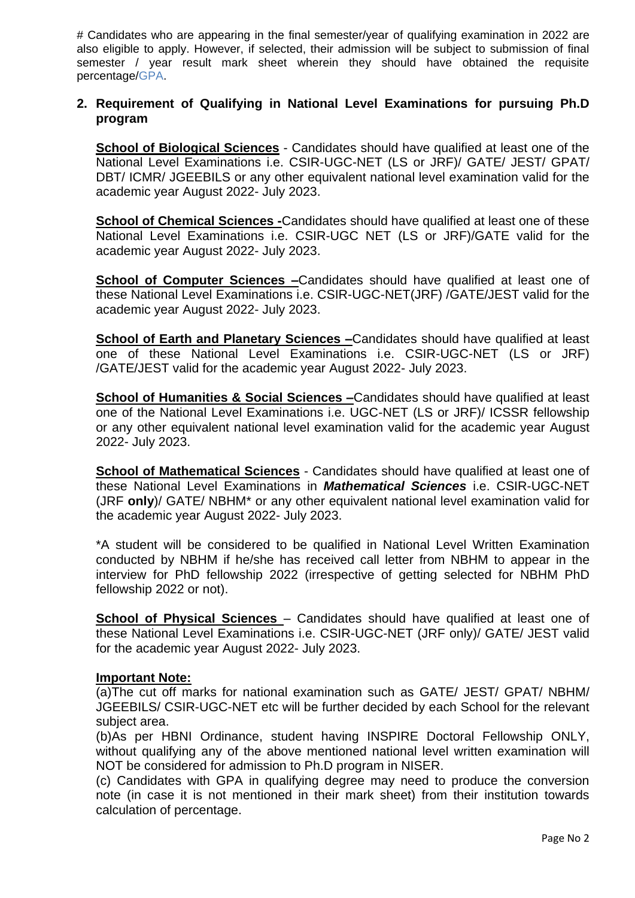# Candidates who are appearing in the final semester/year of qualifying examination in 2022 are also eligible to apply. However, if selected, their admission will be subject to submission of final semester / year result mark sheet wherein they should have obtained the requisite percentage/GPA.

## 2. Requirement of Qualifying in National Level Examinations for pursuing Ph.D program

**School of Biological Sciences** - Candidates should have qualified at least one of the National Level Examinations i.e. CSIR-UGC-NET (LS or JRF)/ GATE/ JEST/ GPAT/ DBT/ ICMR/ JGEEBILS or any other equivalent national level examination valid for the academic year August 2022- July 2023.

**School of Chemical Sciences -**Candidates should have qualified at least one of these National Level Examinations i.e. CSIR-UGC NET (LS or JRF)/GATE valid for the academic year August 2022- July 2023.

**School of Computer Sciences –**Candidates should have qualified at least one of these National Level Examinations i.e. CSIR-UGC-NET(JRF) /GATE/JEST valid for the academic year August 2022- July 2023.

**School of Earth and Planetary Sciences –**Candidates should have qualified at least one of these National Level Examinations i.e. CSIR-UGC-NET (LS or JRF) /GATE/JEST valid for the academic year August 2022- July 2023.

**School of Humanities & Social Sciences –**Candidates should have qualified at least one of the National Level Examinations i.e. UGC-NET (LS or JRF)/ ICSSR fellowship or any other equivalent national level examination valid for the academic year August 2022- July 2023.

**School of Mathematical Sciences** - Candidates should have qualified at least one of these National Level Examinations in ***Mathematical Sciences*** i.e. CSIR-UGC-NET (JRF **only**)/ GATE/ NBHM* or any other equivalent national level examination valid for the academic year August 2022- July 2023.

*A student will be considered to be qualified in National Level Written Examination conducted by NBHM if he/she has received call letter from NBHM to appear in the interview for PhD fellowship 2022 (irrespective of getting selected for NBHM PhD fellowship 2022 or not).

**School of Physical Sciences** – Candidates should have qualified at least one of these National Level Examinations i.e. CSIR-UGC-NET (JRF only)/ GATE/ JEST valid for the academic year August 2022- July 2023.

**Important Note:**

(a)The cut off marks for national examination such as GATE/ JEST/ GPAT/ NBHM/ JGEEBILS/ CSIR-UGC-NET etc will be further decided by each School for the relevant subject area.

(b)As per HBNI Ordinance, student having INSPIRE Doctoral Fellowship ONLY, without qualifying any of the above mentioned national level written examination will NOT be considered for admission to Ph.D program in NISER.

(c) Candidates with GPA in qualifying degree may need to produce the conversion note (in case it is not mentioned in their mark sheet) from their institution towards calculation of percentage.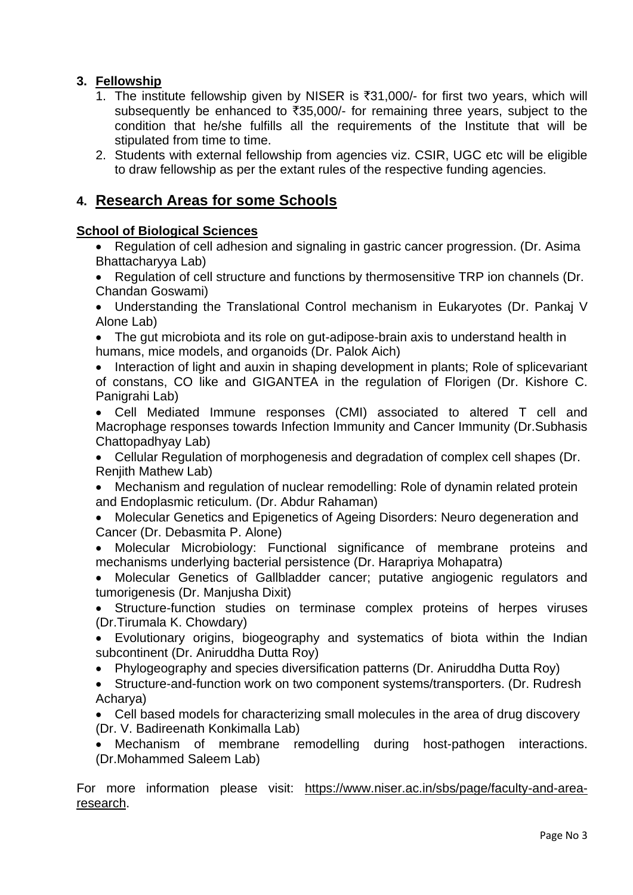## 3. Fellowship

1. The institute fellowship given by NISER is ₹31,000/- for first two years, which will subsequently be enhanced to ₹35,000/- for remaining three years, subject to the condition that he/she fulfills all the requirements of the Institute that will be stipulated from time to time.
2. Students with external fellowship from agencies viz. CSIR, UGC etc will be eligible to draw fellowship as per the extant rules of the respective funding agencies.

## 4. Research Areas for some Schools

**School of Biological Sciences**

- Regulation of cell adhesion and signaling in gastric cancer progression. (Dr. Asima Bhattacharyya Lab)
- Regulation of cell structure and functions by thermosensitive TRP ion channels (Dr. Chandan Goswami)
- Understanding the Translational Control mechanism in Eukaryotes (Dr. Pankaj V Alone Lab)
- The gut microbiota and its role on gut-adipose-brain axis to understand health in humans, mice models, and organoids (Dr. Palok Aich)
- Interaction of light and auxin in shaping development in plants; Role of splicevariant of constans, CO like and GIGANTEA in the regulation of Florigen (Dr. Kishore C. Panigrahi Lab)
- Cell Mediated Immune responses (CMI) associated to altered T cell and Macrophage responses towards Infection Immunity and Cancer Immunity (Dr.Subhasis Chattopadhyay Lab)
- Cellular Regulation of morphogenesis and degradation of complex cell shapes (Dr. Renjith Mathew Lab)
- Mechanism and regulation of nuclear remodelling: Role of dynamin related protein and Endoplasmic reticulum. (Dr. Abdur Rahaman)
- Molecular Genetics and Epigenetics of Ageing Disorders: Neuro degeneration and Cancer (Dr. Debasmita P. Alone)
- Molecular Microbiology: Functional significance of membrane proteins and mechanisms underlying bacterial persistence (Dr. Harapriya Mohapatra)
- Molecular Genetics of Gallbladder cancer; putative angiogenic regulators and tumorigenesis (Dr. Manjusha Dixit)
- Structure-function studies on terminase complex proteins of herpes viruses (Dr.Tirumala K. Chowdary)
- Evolutionary origins, biogeography and systematics of biota within the Indian subcontinent (Dr. Aniruddha Dutta Roy)
- Phylogeography and species diversification patterns (Dr. Aniruddha Dutta Roy)
- Structure-and-function work on two component systems/transporters. (Dr. Rudresh Acharya)
- Cell based models for characterizing small molecules in the area of drug discovery (Dr. V. Badireenath Konkimalla Lab)
- Mechanism of membrane remodelling during host-pathogen interactions. (Dr.Mohammed Saleem Lab)

For more information please visit: https://www.niser.ac.in/sbs/page/faculty-and-area-research.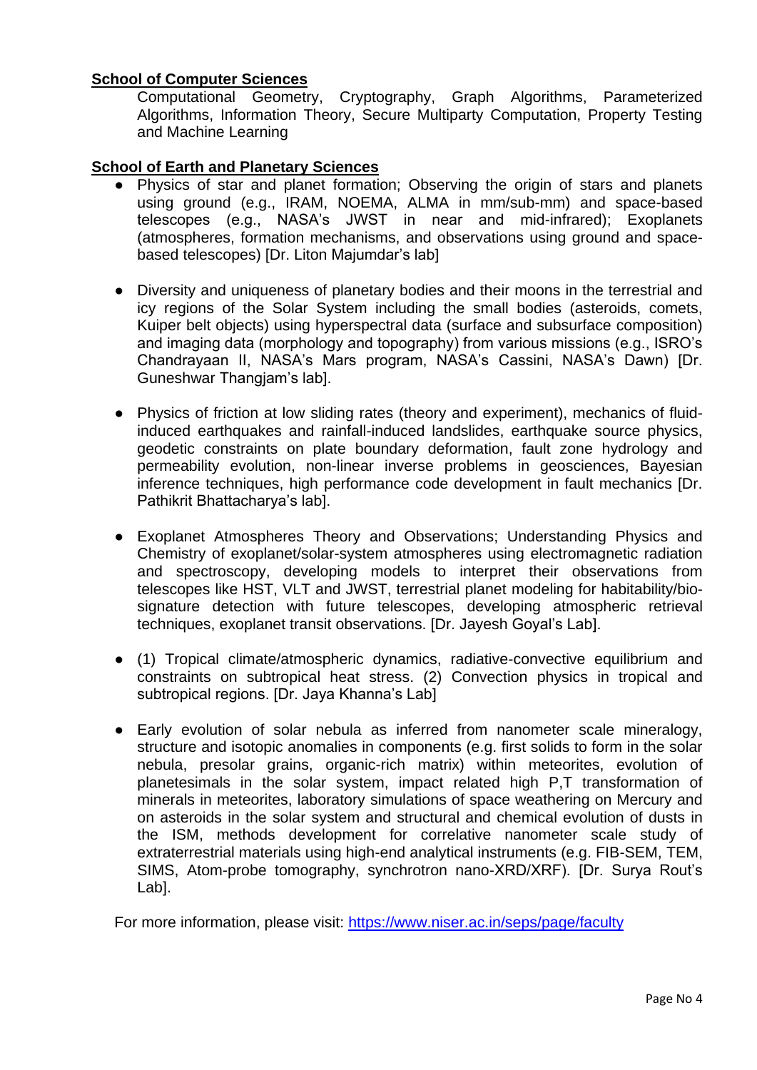**School of Computer Sciences**

Computational Geometry, Cryptography, Graph Algorithms, Parameterized Algorithms, Information Theory, Secure Multiparty Computation, Property Testing and Machine Learning

**School of Earth and Planetary Sciences**

- Physics of star and planet formation; Observing the origin of stars and planets using ground (e.g., IRAM, NOEMA, ALMA in mm/sub-mm) and space-based telescopes (e.g., NASA's JWST in near and mid-infrared); Exoplanets (atmospheres, formation mechanisms, and observations using ground and space-based telescopes) [Dr. Liton Majumdar's lab]

- Diversity and uniqueness of planetary bodies and their moons in the terrestrial and icy regions of the Solar System including the small bodies (asteroids, comets, Kuiper belt objects) using hyperspectral data (surface and subsurface composition) and imaging data (morphology and topography) from various missions (e.g., ISRO's Chandrayaan II, NASA's Mars program, NASA's Cassini, NASA's Dawn) [Dr. Guneshwar Thangjam's lab].

- Physics of friction at low sliding rates (theory and experiment), mechanics of fluid-induced earthquakes and rainfall-induced landslides, earthquake source physics, geodetic constraints on plate boundary deformation, fault zone hydrology and permeability evolution, non-linear inverse problems in geosciences, Bayesian inference techniques, high performance code development in fault mechanics [Dr. Pathikrit Bhattacharya's lab].

- Exoplanet Atmospheres Theory and Observations; Understanding Physics and Chemistry of exoplanet/solar-system atmospheres using electromagnetic radiation and spectroscopy, developing models to interpret their observations from telescopes like HST, VLT and JWST, terrestrial planet modeling for habitability/bio-signature detection with future telescopes, developing atmospheric retrieval techniques, exoplanet transit observations. [Dr. Jayesh Goyal's Lab].

- (1) Tropical climate/atmospheric dynamics, radiative-convective equilibrium and constraints on subtropical heat stress. (2) Convection physics in tropical and subtropical regions. [Dr. Jaya Khanna's Lab]

- Early evolution of solar nebula as inferred from nanometer scale mineralogy, structure and isotopic anomalies in components (e.g. first solids to form in the solar nebula, presolar grains, organic-rich matrix) within meteorites, evolution of planetesimals in the solar system, impact related high P,T transformation of minerals in meteorites, laboratory simulations of space weathering on Mercury and on asteroids in the solar system and structural and chemical evolution of dusts in the ISM, methods development for correlative nanometer scale study of extraterrestrial materials using high-end analytical instruments (e.g. FIB-SEM, TEM, SIMS, Atom-probe tomography, synchrotron nano-XRD/XRF). [Dr. Surya Rout's Lab].

For more information, please visit: https://www.niser.ac.in/seps/page/faculty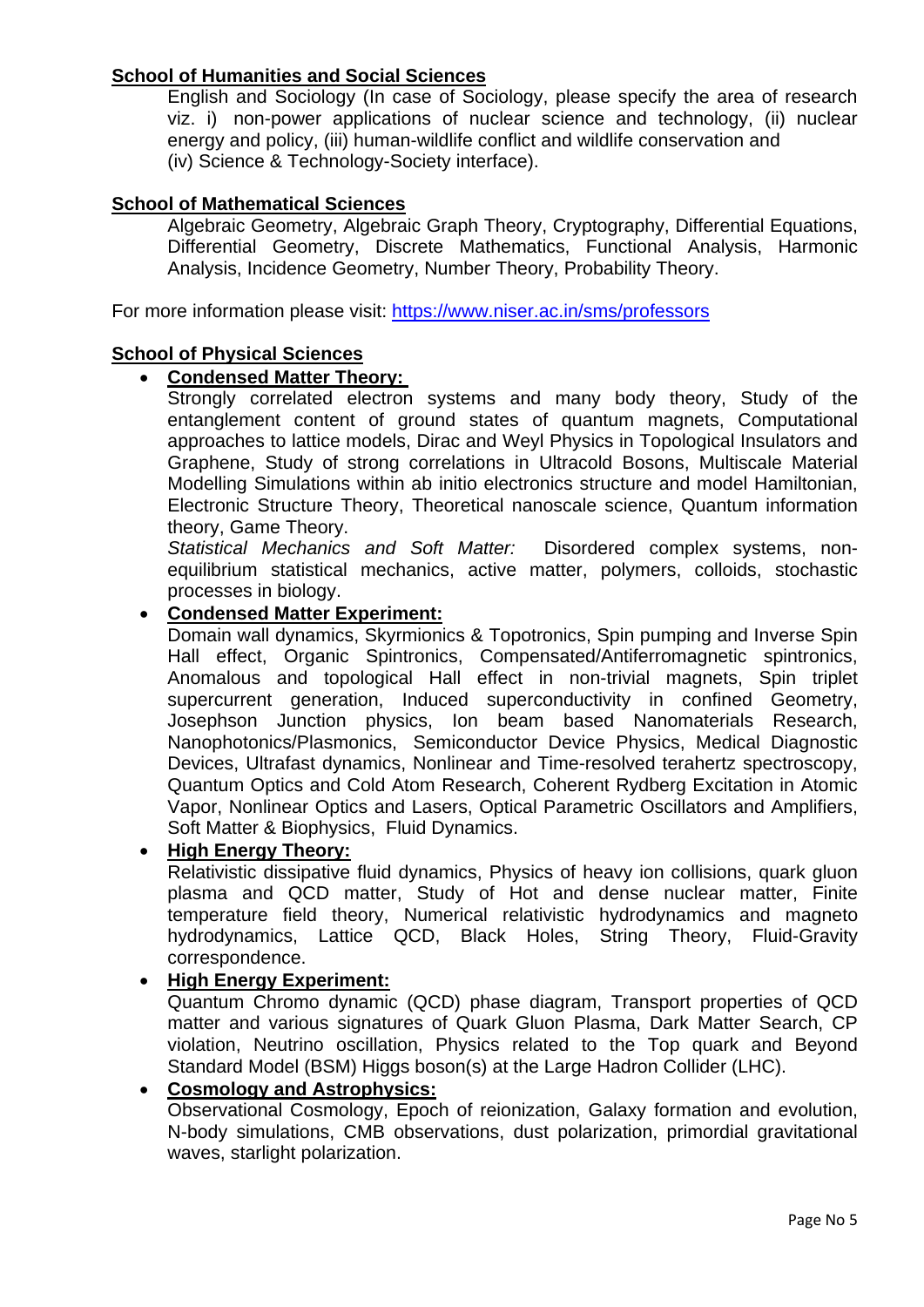**School of Humanities and Social Sciences**

English and Sociology (In case of Sociology, please specify the area of research viz. i) non-power applications of nuclear science and technology, (ii) nuclear energy and policy, (iii) human-wildlife conflict and wildlife conservation and (iv) Science & Technology-Society interface).

**School of Mathematical Sciences**

Algebraic Geometry, Algebraic Graph Theory, Cryptography, Differential Equations, Differential Geometry, Discrete Mathematics, Functional Analysis, Harmonic Analysis, Incidence Geometry, Number Theory, Probability Theory.

For more information please visit: https://www.niser.ac.in/sms/professors

**School of Physical Sciences**

- **Condensed Matter Theory:**
  Strongly correlated electron systems and many body theory, Study of the entanglement content of ground states of quantum magnets, Computational approaches to lattice models, Dirac and Weyl Physics in Topological Insulators and Graphene, Study of strong correlations in Ultracold Bosons, Multiscale Material Modelling Simulations within ab initio electronics structure and model Hamiltonian, Electronic Structure Theory, Theoretical nanoscale science, Quantum information theory, Game Theory.
  *Statistical Mechanics and Soft Matter:* Disordered complex systems, non-equilibrium statistical mechanics, active matter, polymers, colloids, stochastic processes in biology.
- **Condensed Matter Experiment:**
  Domain wall dynamics, Skyrmionics & Topotronics, Spin pumping and Inverse Spin Hall effect, Organic Spintronics, Compensated/Antiferromagnetic spintronics, Anomalous and topological Hall effect in non-trivial magnets, Spin triplet supercurrent generation, Induced superconductivity in confined Geometry, Josephson Junction physics, Ion beam based Nanomaterials Research, Nanophotonics/Plasmonics, Semiconductor Device Physics, Medical Diagnostic Devices, Ultrafast dynamics, Nonlinear and Time-resolved terahertz spectroscopy, Quantum Optics and Cold Atom Research, Coherent Rydberg Excitation in Atomic Vapor, Nonlinear Optics and Lasers, Optical Parametric Oscillators and Amplifiers, Soft Matter & Biophysics, Fluid Dynamics.
- **High Energy Theory:**
  Relativistic dissipative fluid dynamics, Physics of heavy ion collisions, quark gluon plasma and QCD matter, Study of Hot and dense nuclear matter, Finite temperature field theory, Numerical relativistic hydrodynamics and magneto hydrodynamics, Lattice QCD, Black Holes, String Theory, Fluid-Gravity correspondence.
- **High Energy Experiment:**
  Quantum Chromo dynamic (QCD) phase diagram, Transport properties of QCD matter and various signatures of Quark Gluon Plasma, Dark Matter Search, CP violation, Neutrino oscillation, Physics related to the Top quark and Beyond Standard Model (BSM) Higgs boson(s) at the Large Hadron Collider (LHC).
- **Cosmology and Astrophysics:**
  Observational Cosmology, Epoch of reionization, Galaxy formation and evolution, N-body simulations, CMB observations, dust polarization, primordial gravitational waves, starlight polarization.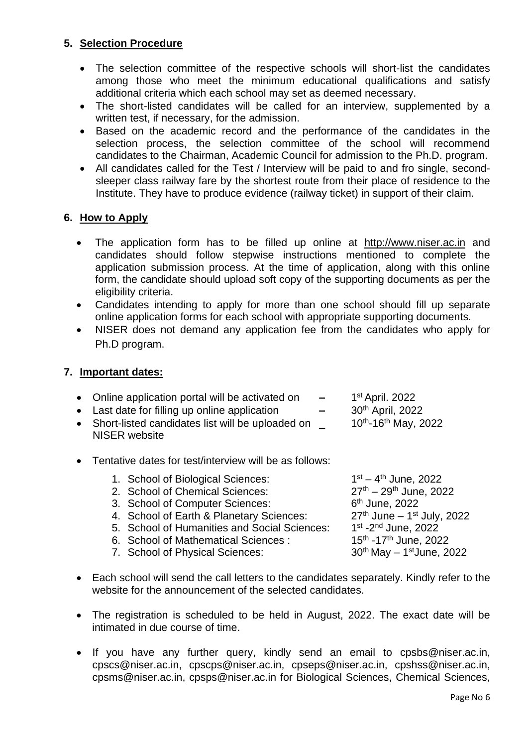## 5. Selection Procedure

- The selection committee of the respective schools will short-list the candidates among those who meet the minimum educational qualifications and satisfy additional criteria which each school may set as deemed necessary.
- The short-listed candidates will be called for an interview, supplemented by a written test, if necessary, for the admission.
- Based on the academic record and the performance of the candidates in the selection process, the selection committee of the school will recommend candidates to the Chairman, Academic Council for admission to the Ph.D. program.
- All candidates called for the Test / Interview will be paid to and fro single, second-sleeper class railway fare by the shortest route from their place of residence to the Institute. They have to produce evidence (railway ticket) in support of their claim.

## 6. How to Apply

- The application form has to be filled up online at http://www.niser.ac.in and candidates should follow stepwise instructions mentioned to complete the application submission process. At the time of application, along with this online form, the candidate should upload soft copy of the supporting documents as per the eligibility criteria.
- Candidates intending to apply for more than one school should fill up separate online application forms for each school with appropriate supporting documents.
- NISER does not demand any application fee from the candidates who apply for Ph.D program.

## 7. Important dates:

- Online application portal will be activated on – 1st April. 2022
- Last date for filling up online application – 30th April, 2022
- Short-listed candidates list will be uploaded on NISER website _ 10th-16th May, 2022

- Tentative dates for test/interview will be as follows:

  1. School of Biological Sciences: 1st – 4th June, 2022
  2. School of Chemical Sciences: 27th – 29th June, 2022
  3. School of Computer Sciences: 6th June, 2022
  4. School of Earth & Planetary Sciences: 27th June – 1st July, 2022
  5. School of Humanities and Social Sciences: 1st -2nd June, 2022
  6. School of Mathematical Sciences : 15th -17th June, 2022
  7. School of Physical Sciences: 30th May – 1stJune, 2022

- Each school will send the call letters to the candidates separately. Kindly refer to the website for the announcement of the selected candidates.

- The registration is scheduled to be held in August, 2022. The exact date will be intimated in due course of time.

- If you have any further query, kindly send an email to cpsbs@niser.ac.in, cpscs@niser.ac.in, cpscps@niser.ac.in, cpseps@niser.ac.in, cpshss@niser.ac.in, cpsms@niser.ac.in, cpsps@niser.ac.in for Biological Sciences, Chemical Sciences,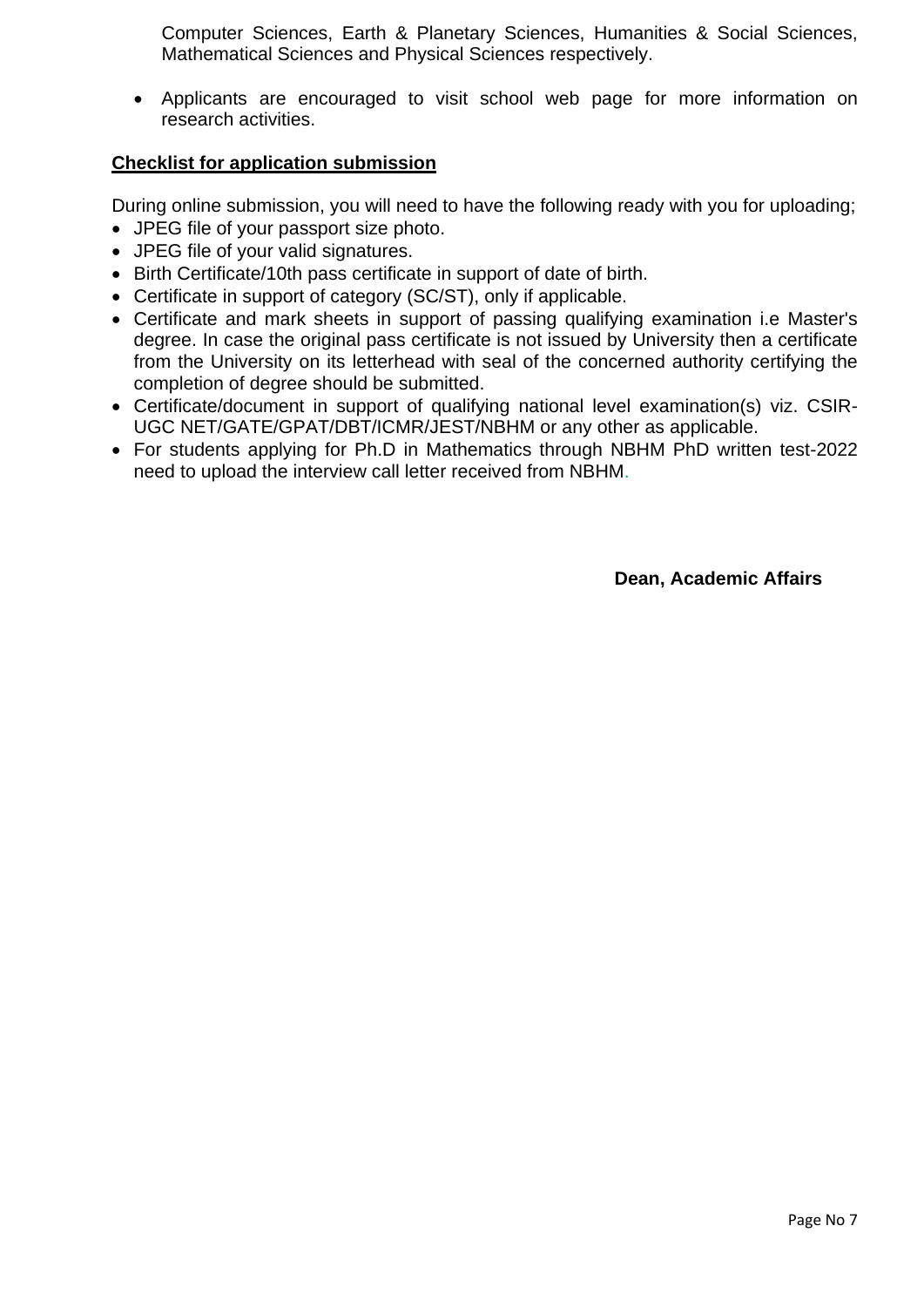Computer Sciences, Earth & Planetary Sciences, Humanities & Social Sciences, Mathematical Sciences and Physical Sciences respectively.

- Applicants are encouraged to visit school web page for more information on research activities.

**Checklist for application submission**

During online submission, you will need to have the following ready with you for uploading;

- JPEG file of your passport size photo.
- JPEG file of your valid signatures.
- Birth Certificate/10th pass certificate in support of date of birth.
- Certificate in support of category (SC/ST), only if applicable.
- Certificate and mark sheets in support of passing qualifying examination i.e Master's degree. In case the original pass certificate is not issued by University then a certificate from the University on its letterhead with seal of the concerned authority certifying the completion of degree should be submitted.
- Certificate/document in support of qualifying national level examination(s) viz. CSIR-UGC NET/GATE/GPAT/DBT/ICMR/JEST/NBHM or any other as applicable.
- For students applying for Ph.D in Mathematics through NBHM PhD written test-2022 need to upload the interview call letter received from NBHM.

**Dean, Academic Affairs**